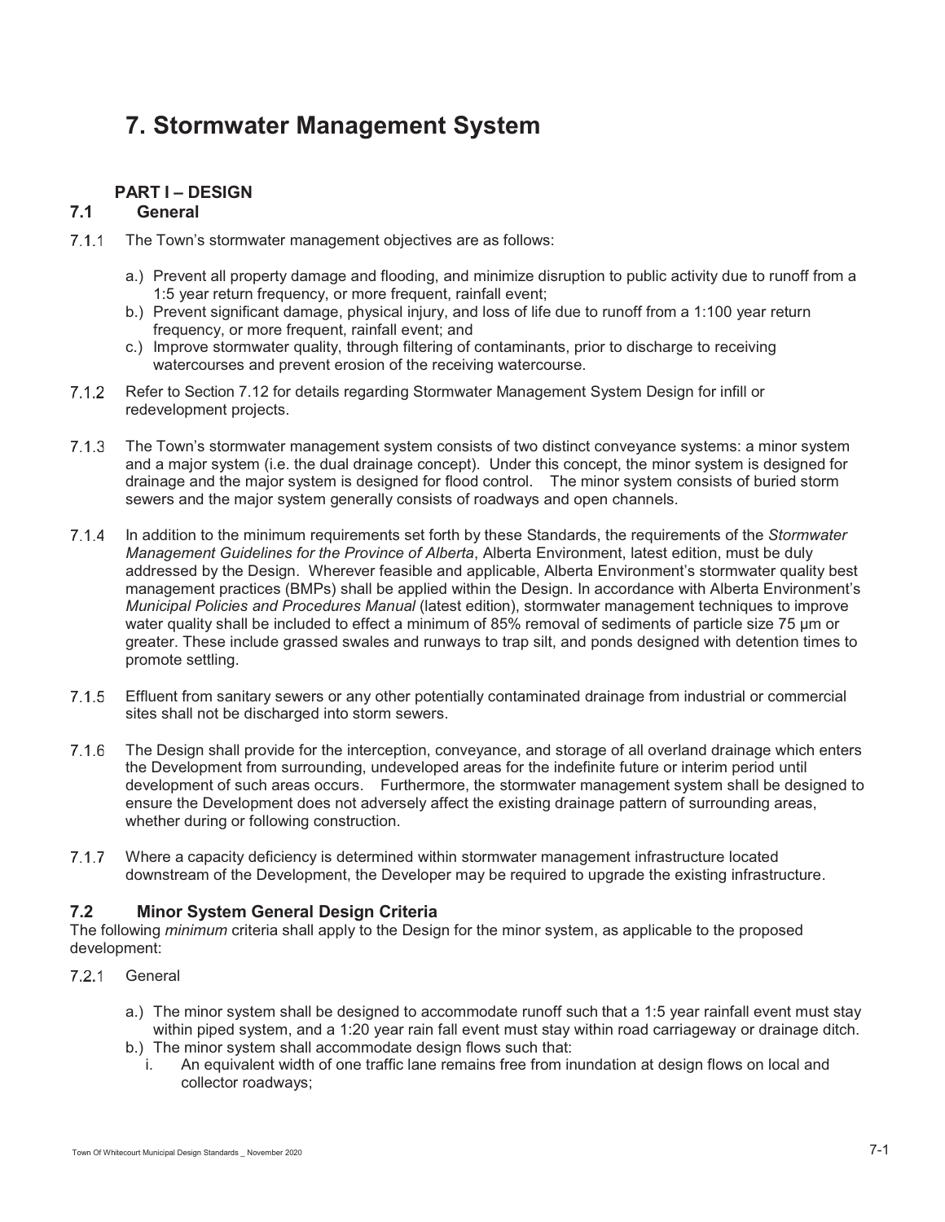# 7. Stormwater Management System

## PART I – DESIGN

## 7.1 General

7.1.1 The Town's stormwater management objectives are as follows:

a.) Prevent all property damage and flooding, and minimize disruption to public activity due to runoff from a 1:5 year return frequency, or more frequent, rainfall event;
b.) Prevent significant damage, physical injury, and loss of life due to runoff from a 1:100 year return frequency, or more frequent, rainfall event; and
c.) Improve stormwater quality, through filtering of contaminants, prior to discharge to receiving watercourses and prevent erosion of the receiving watercourse.

7.1.2 Refer to Section 7.12 for details regarding Stormwater Management System Design for infill or redevelopment projects.

7.1.3 The Town's stormwater management system consists of two distinct conveyance systems: a minor system and a major system (i.e. the dual drainage concept). Under this concept, the minor system is designed for drainage and the major system is designed for flood control. The minor system consists of buried storm sewers and the major system generally consists of roadways and open channels.

7.1.4 In addition to the minimum requirements set forth by these Standards, the requirements of the *Stormwater Management Guidelines for the Province of Alberta*, Alberta Environment, latest edition, must be duly addressed by the Design. Wherever feasible and applicable, Alberta Environment's stormwater quality best management practices (BMPs) shall be applied within the Design. In accordance with Alberta Environment's *Municipal Policies and Procedures Manual* (latest edition), stormwater management techniques to improve water quality shall be included to effect a minimum of 85% removal of sediments of particle size 75 μm or greater. These include grassed swales and runways to trap silt, and ponds designed with detention times to promote settling.

7.1.5 Effluent from sanitary sewers or any other potentially contaminated drainage from industrial or commercial sites shall not be discharged into storm sewers.

7.1.6 The Design shall provide for the interception, conveyance, and storage of all overland drainage which enters the Development from surrounding, undeveloped areas for the indefinite future or interim period until development of such areas occurs. Furthermore, the stormwater management system shall be designed to ensure the Development does not adversely affect the existing drainage pattern of surrounding areas, whether during or following construction.

7.1.7 Where a capacity deficiency is determined within stormwater management infrastructure located downstream of the Development, the Developer may be required to upgrade the existing infrastructure.

## 7.2 Minor System General Design Criteria

The following *minimum* criteria shall apply to the Design for the minor system, as applicable to the proposed development:

7.2.1 General

a.) The minor system shall be designed to accommodate runoff such that a 1:5 year rainfall event must stay within piped system, and a 1:20 year rain fall event must stay within road carriageway or drainage ditch.
b.) The minor system shall accommodate design flows such that:
   i. An equivalent width of one traffic lane remains free from inundation at design flows on local and collector roadways;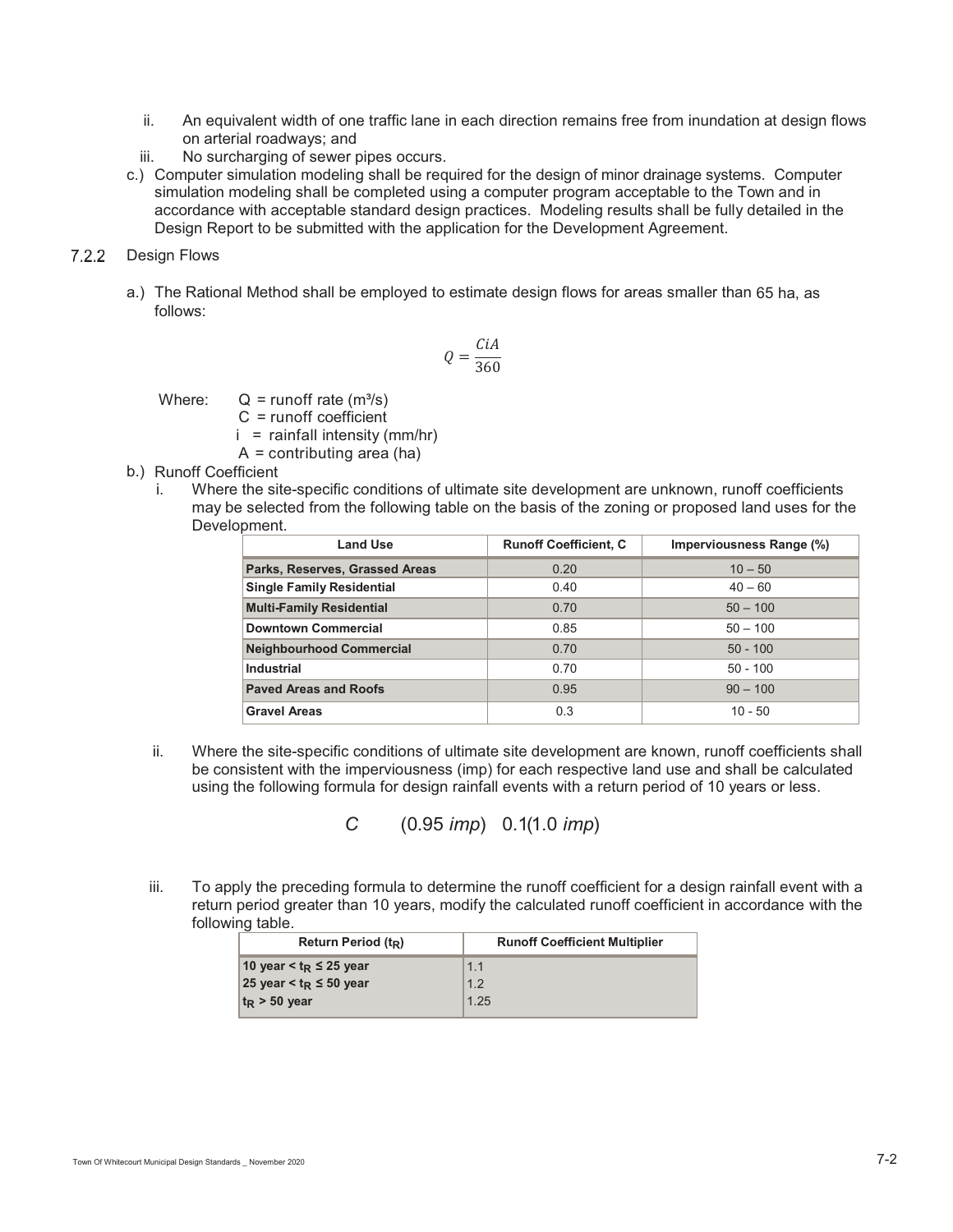ii. An equivalent width of one traffic lane in each direction remains free from inundation at design flows on arterial roadways; and

iii. No surcharging of sewer pipes occurs.

c.) Computer simulation modeling shall be required for the design of minor drainage systems. Computer simulation modeling shall be completed using a computer program acceptable to the Town and in accordance with acceptable standard design practices. Modeling results shall be fully detailed in the Design Report to be submitted with the application for the Development Agreement.

### 7.2.2 Design Flows

a.) The Rational Method shall be employed to estimate design flows for areas smaller than 65 ha, as follows:

$$Q = \frac{CiA}{360}$$

Where: Q = runoff rate (m³/s)
C = runoff coefficient
i = rainfall intensity (mm/hr)
A = contributing area (ha)

b.) Runoff Coefficient

i. Where the site-specific conditions of ultimate site development are unknown, runoff coefficients may be selected from the following table on the basis of the zoning or proposed land uses for the Development.

| Land Use | Runoff Coefficient, C | Imperviousness Range (%) |
|---|---|---|
| **Parks, Reserves, Grassed Areas** | 0.20 | 10 – 50 |
| **Single Family Residential** | 0.40 | 40 – 60 |
| **Multi-Family Residential** | 0.70 | 50 – 100 |
| **Downtown Commercial** | 0.85 | 50 – 100 |
| **Neighbourhood Commercial** | 0.70 | 50 - 100 |
| **Industrial** | 0.70 | 50 - 100 |
| **Paved Areas and Roofs** | 0.95 | 90 – 100 |
| **Gravel Areas** | 0.3 | 10 - 50 |

ii. Where the site-specific conditions of ultimate site development are known, runoff coefficients shall be consistent with the imperviousness (imp) for each respective land use and shall be calculated using the following formula for design rainfall events with a return period of 10 years or less.

$$C \quad (0.95\ imp) \quad 0.1(1.0\ imp)$$

iii. To apply the preceding formula to determine the runoff coefficient for a design rainfall event with a return period greater than 10 years, modify the calculated runoff coefficient in accordance with the following table.

| Return Period ($t_R$) | Runoff Coefficient Multiplier |
|---|---|
| **10 year < $t_R$ ≤ 25 year** | 1.1 |
| **25 year < $t_R$ ≤ 50 year** | 1.2 |
| **$t_R$ > 50 year** | 1.25 |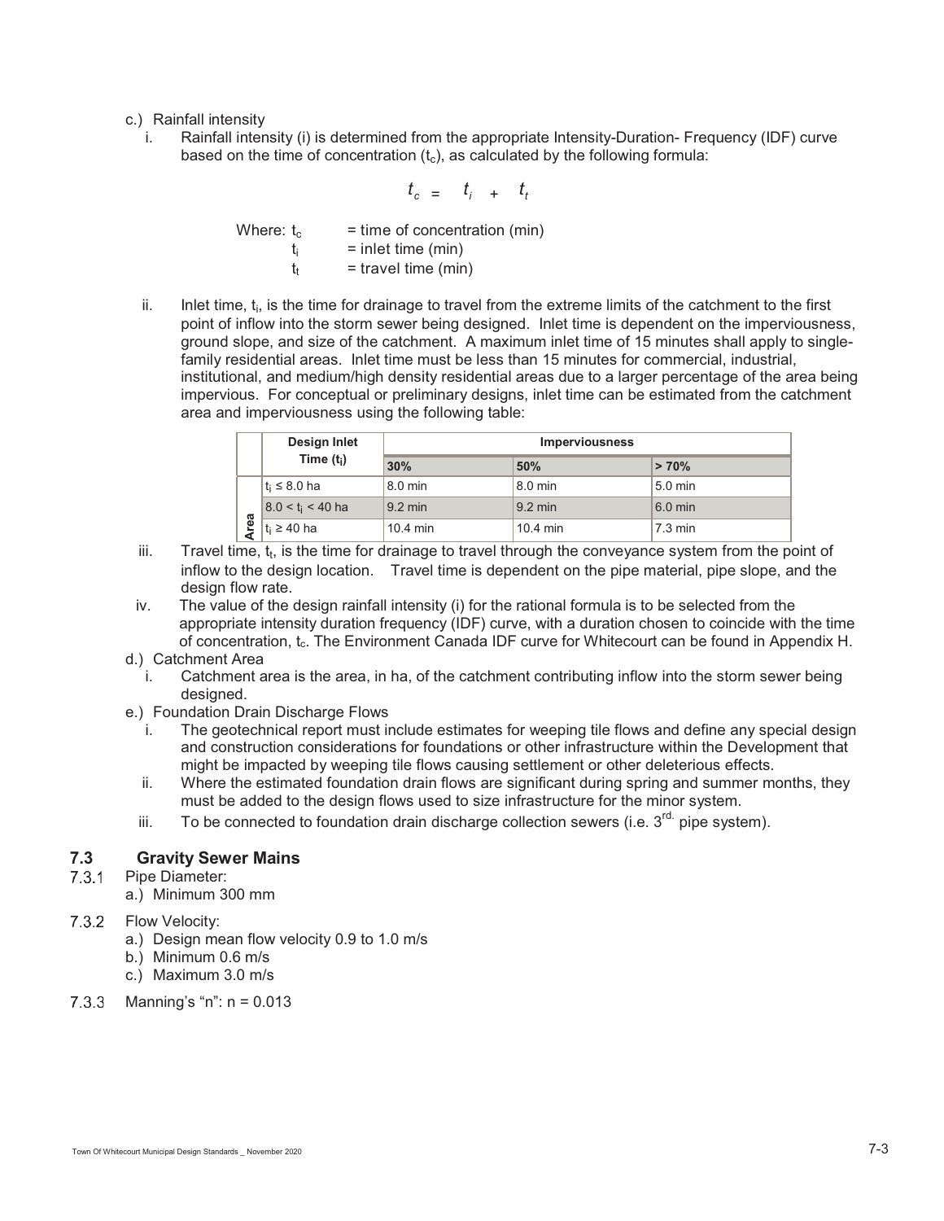c.) Rainfall intensity

i. Rainfall intensity (i) is determined from the appropriate Intensity-Duration- Frequency (IDF) curve based on the time of concentration ($t_c$), as calculated by the following formula:

$$t_c = t_i + t_t$$

Where: $t_c$ = time of concentration (min)
$t_i$ = inlet time (min)
$t_t$ = travel time (min)

ii. Inlet time, $t_i$, is the time for drainage to travel from the extreme limits of the catchment to the first point of inflow into the storm sewer being designed. Inlet time is dependent on the imperviousness, ground slope, and size of the catchment. A maximum inlet time of 15 minutes shall apply to single-family residential areas. Inlet time must be less than 15 minutes for commercial, industrial, institutional, and medium/high density residential areas due to a larger percentage of the area being impervious. For conceptual or preliminary designs, inlet time can be estimated from the catchment area and imperviousness using the following table:

| | Design Inlet Time ($t_i$) | Imperviousness | | |
|---|---|---|---|---|
| | | 30% | 50% | > 70% |
| Area | $t_i \leq 8.0$ ha | 8.0 min | 8.0 min | 5.0 min |
| Area | $8.0 < t_i < 40$ ha | 9.2 min | 9.2 min | 6.0 min |
| Area | $t_i \geq 40$ ha | 10.4 min | 10.4 min | 7.3 min |

iii. Travel time, $t_t$, is the time for drainage to travel through the conveyance system from the point of inflow to the design location. Travel time is dependent on the pipe material, pipe slope, and the design flow rate.

iv. The value of the design rainfall intensity (i) for the rational formula is to be selected from the appropriate intensity duration frequency (IDF) curve, with a duration chosen to coincide with the time of concentration, $t_c$. The Environment Canada IDF curve for Whitecourt can be found in Appendix H.

d.) Catchment Area

i. Catchment area is the area, in ha, of the catchment contributing inflow into the storm sewer being designed.

e.) Foundation Drain Discharge Flows

i. The geotechnical report must include estimates for weeping tile flows and define any special design and construction considerations for foundations or other infrastructure within the Development that might be impacted by weeping tile flows causing settlement or other deleterious effects.

ii. Where the estimated foundation drain flows are significant during spring and summer months, they must be added to the design flows used to size infrastructure for the minor system.

iii. To be connected to foundation drain discharge collection sewers (i.e. 3rd. pipe system).

## 7.3 Gravity Sewer Mains

7.3.1 Pipe Diameter:

a.) Minimum 300 mm

7.3.2 Flow Velocity:

a.) Design mean flow velocity 0.9 to 1.0 m/s
b.) Minimum 0.6 m/s
c.) Maximum 3.0 m/s

7.3.3 Manning's "n": n = 0.013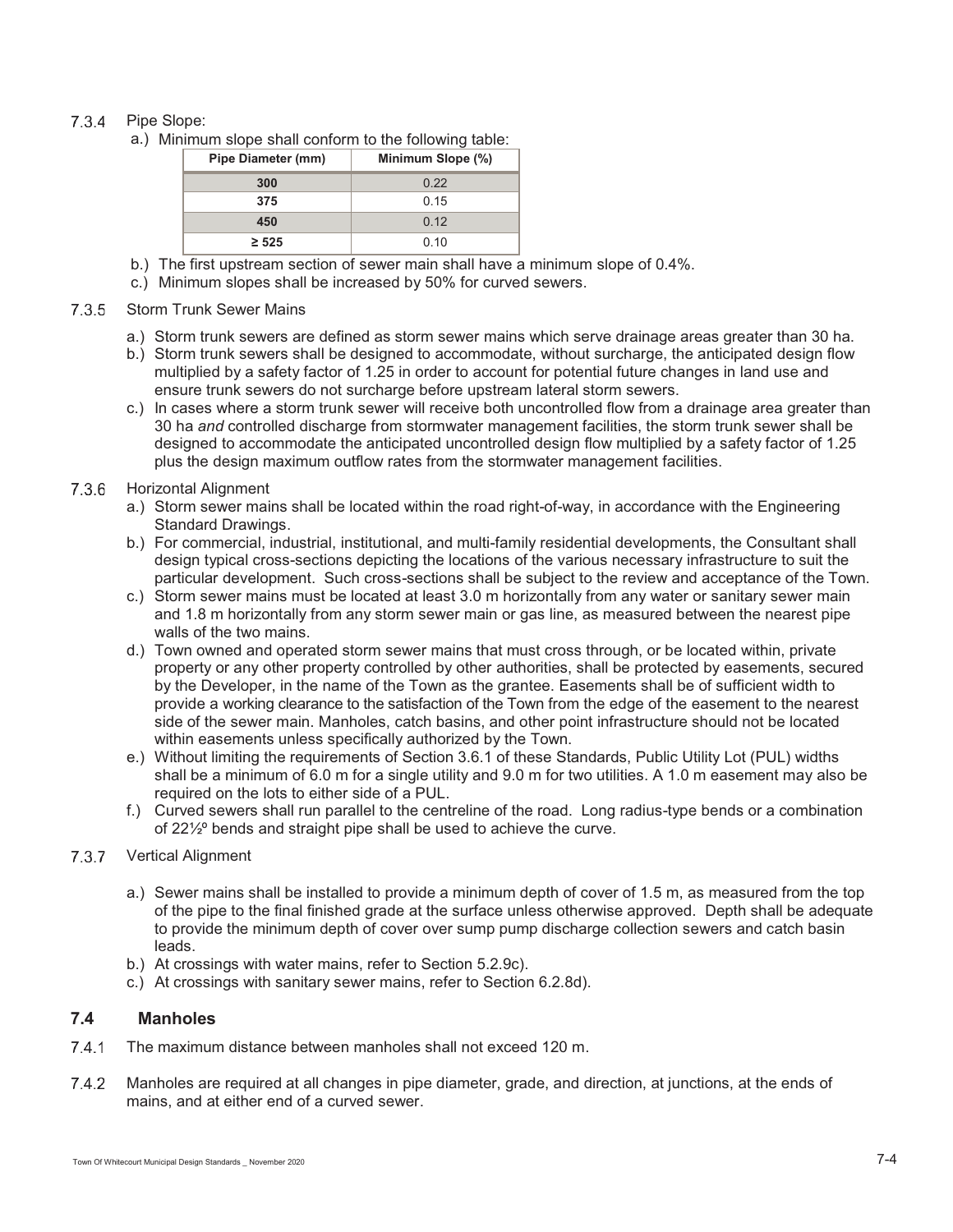7.3.4 Pipe Slope:

a.) Minimum slope shall conform to the following table:

| Pipe Diameter (mm) | Minimum Slope (%) |
|---|---|
| 300 | 0.22 |
| 375 | 0.15 |
| 450 | 0.12 |
| ≥ 525 | 0.10 |

b.) The first upstream section of sewer main shall have a minimum slope of 0.4%.

c.) Minimum slopes shall be increased by 50% for curved sewers.

7.3.5 Storm Trunk Sewer Mains

a.) Storm trunk sewers are defined as storm sewer mains which serve drainage areas greater than 30 ha.

b.) Storm trunk sewers shall be designed to accommodate, without surcharge, the anticipated design flow multiplied by a safety factor of 1.25 in order to account for potential future changes in land use and ensure trunk sewers do not surcharge before upstream lateral storm sewers.

c.) In cases where a storm trunk sewer will receive both uncontrolled flow from a drainage area greater than 30 ha *and* controlled discharge from stormwater management facilities, the storm trunk sewer shall be designed to accommodate the anticipated uncontrolled design flow multiplied by a safety factor of 1.25 plus the design maximum outflow rates from the stormwater management facilities.

7.3.6 Horizontal Alignment

a.) Storm sewer mains shall be located within the road right-of-way, in accordance with the Engineering Standard Drawings.

b.) For commercial, industrial, institutional, and multi-family residential developments, the Consultant shall design typical cross-sections depicting the locations of the various necessary infrastructure to suit the particular development. Such cross-sections shall be subject to the review and acceptance of the Town.

c.) Storm sewer mains must be located at least 3.0 m horizontally from any water or sanitary sewer main and 1.8 m horizontally from any storm sewer main or gas line, as measured between the nearest pipe walls of the two mains.

d.) Town owned and operated storm sewer mains that must cross through, or be located within, private property or any other property controlled by other authorities, shall be protected by easements, secured by the Developer, in the name of the Town as the grantee. Easements shall be of sufficient width to provide a working clearance to the satisfaction of the Town from the edge of the easement to the nearest side of the sewer main. Manholes, catch basins, and other point infrastructure should not be located within easements unless specifically authorized by the Town.

e.) Without limiting the requirements of Section 3.6.1 of these Standards, Public Utility Lot (PUL) widths shall be a minimum of 6.0 m for a single utility and 9.0 m for two utilities. A 1.0 m easement may also be required on the lots to either side of a PUL.

f.) Curved sewers shall run parallel to the centreline of the road. Long radius-type bends or a combination of 22½º bends and straight pipe shall be used to achieve the curve.

7.3.7 Vertical Alignment

a.) Sewer mains shall be installed to provide a minimum depth of cover of 1.5 m, as measured from the top of the pipe to the final finished grade at the surface unless otherwise approved. Depth shall be adequate to provide the minimum depth of cover over sump pump discharge collection sewers and catch basin leads.

b.) At crossings with water mains, refer to Section 5.2.9c).

c.) At crossings with sanitary sewer mains, refer to Section 6.2.8d).

## 7.4 Manholes

7.4.1 The maximum distance between manholes shall not exceed 120 m.

7.4.2 Manholes are required at all changes in pipe diameter, grade, and direction, at junctions, at the ends of mains, and at either end of a curved sewer.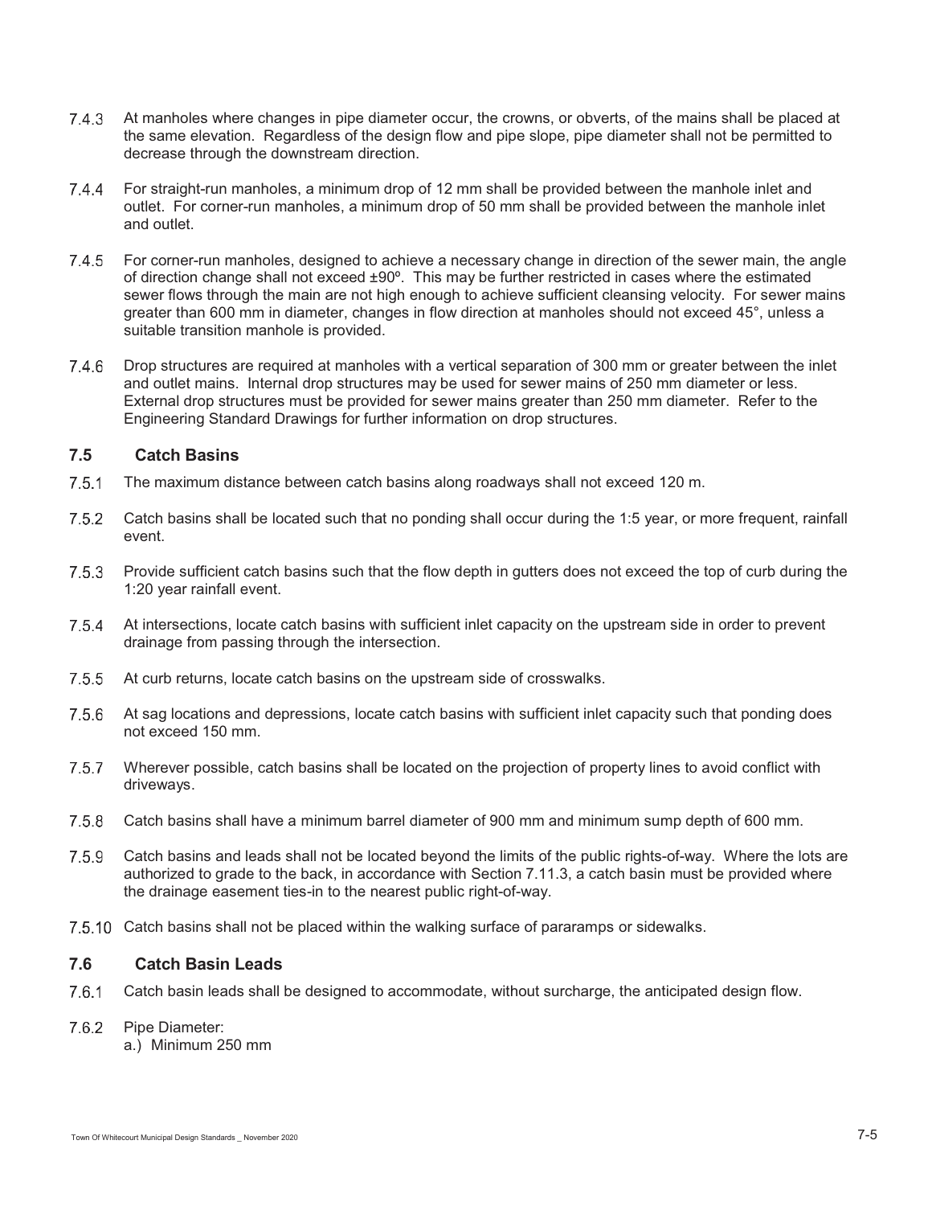7.4.3 At manholes where changes in pipe diameter occur, the crowns, or obverts, of the mains shall be placed at the same elevation. Regardless of the design flow and pipe slope, pipe diameter shall not be permitted to decrease through the downstream direction.

7.4.4 For straight-run manholes, a minimum drop of 12 mm shall be provided between the manhole inlet and outlet. For corner-run manholes, a minimum drop of 50 mm shall be provided between the manhole inlet and outlet.

7.4.5 For corner-run manholes, designed to achieve a necessary change in direction of the sewer main, the angle of direction change shall not exceed ±90º. This may be further restricted in cases where the estimated sewer flows through the main are not high enough to achieve sufficient cleansing velocity. For sewer mains greater than 600 mm in diameter, changes in flow direction at manholes should not exceed 45°, unless a suitable transition manhole is provided.

7.4.6 Drop structures are required at manholes with a vertical separation of 300 mm or greater between the inlet and outlet mains. Internal drop structures may be used for sewer mains of 250 mm diameter or less. External drop structures must be provided for sewer mains greater than 250 mm diameter. Refer to the Engineering Standard Drawings for further information on drop structures.

## 7.5 Catch Basins

7.5.1 The maximum distance between catch basins along roadways shall not exceed 120 m.

7.5.2 Catch basins shall be located such that no ponding shall occur during the 1:5 year, or more frequent, rainfall event.

7.5.3 Provide sufficient catch basins such that the flow depth in gutters does not exceed the top of curb during the 1:20 year rainfall event.

7.5.4 At intersections, locate catch basins with sufficient inlet capacity on the upstream side in order to prevent drainage from passing through the intersection.

7.5.5 At curb returns, locate catch basins on the upstream side of crosswalks.

7.5.6 At sag locations and depressions, locate catch basins with sufficient inlet capacity such that ponding does not exceed 150 mm.

7.5.7 Wherever possible, catch basins shall be located on the projection of property lines to avoid conflict with driveways.

7.5.8 Catch basins shall have a minimum barrel diameter of 900 mm and minimum sump depth of 600 mm.

7.5.9 Catch basins and leads shall not be located beyond the limits of the public rights-of-way. Where the lots are authorized to grade to the back, in accordance with Section 7.11.3, a catch basin must be provided where the drainage easement ties-in to the nearest public right-of-way.

7.5.10 Catch basins shall not be placed within the walking surface of pararamps or sidewalks.

## 7.6 Catch Basin Leads

7.6.1 Catch basin leads shall be designed to accommodate, without surcharge, the anticipated design flow.

7.6.2 Pipe Diameter:
a.) Minimum 250 mm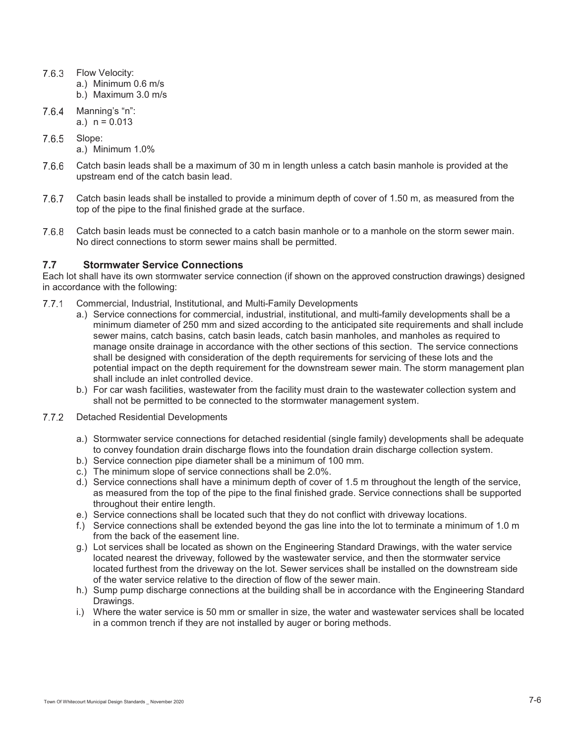7.6.3 Flow Velocity:
   a.) Minimum 0.6 m/s
   b.) Maximum 3.0 m/s

7.6.4 Manning's "n":
   a.) n = 0.013

7.6.5 Slope:
   a.) Minimum 1.0%

7.6.6 Catch basin leads shall be a maximum of 30 m in length unless a catch basin manhole is provided at the upstream end of the catch basin lead.

7.6.7 Catch basin leads shall be installed to provide a minimum depth of cover of 1.50 m, as measured from the top of the pipe to the final finished grade at the surface.

7.6.8 Catch basin leads must be connected to a catch basin manhole or to a manhole on the storm sewer main. No direct connections to storm sewer mains shall be permitted.

## 7.7 Stormwater Service Connections

Each lot shall have its own stormwater service connection (if shown on the approved construction drawings) designed in accordance with the following:

7.7.1 Commercial, Industrial, Institutional, and Multi-Family Developments

   a.) Service connections for commercial, industrial, institutional, and multi-family developments shall be a minimum diameter of 250 mm and sized according to the anticipated site requirements and shall include sewer mains, catch basins, catch basin leads, catch basin manholes, and manholes as required to manage onsite drainage in accordance with the other sections of this section. The service connections shall be designed with consideration of the depth requirements for servicing of these lots and the potential impact on the depth requirement for the downstream sewer main. The storm management plan shall include an inlet controlled device.
   b.) For car wash facilities, wastewater from the facility must drain to the wastewater collection system and shall not be permitted to be connected to the stormwater management system.

7.7.2 Detached Residential Developments

   a.) Stormwater service connections for detached residential (single family) developments shall be adequate to convey foundation drain discharge flows into the foundation drain discharge collection system.
   b.) Service connection pipe diameter shall be a minimum of 100 mm.
   c.) The minimum slope of service connections shall be 2.0%.
   d.) Service connections shall have a minimum depth of cover of 1.5 m throughout the length of the service, as measured from the top of the pipe to the final finished grade. Service connections shall be supported throughout their entire length.
   e.) Service connections shall be located such that they do not conflict with driveway locations.
   f.) Service connections shall be extended beyond the gas line into the lot to terminate a minimum of 1.0 m from the back of the easement line.
   g.) Lot services shall be located as shown on the Engineering Standard Drawings, with the water service located nearest the driveway, followed by the wastewater service, and then the stormwater service located furthest from the driveway on the lot. Sewer services shall be installed on the downstream side of the water service relative to the direction of flow of the sewer main.
   h.) Sump pump discharge connections at the building shall be in accordance with the Engineering Standard Drawings.
   i.) Where the water service is 50 mm or smaller in size, the water and wastewater services shall be located in a common trench if they are not installed by auger or boring methods.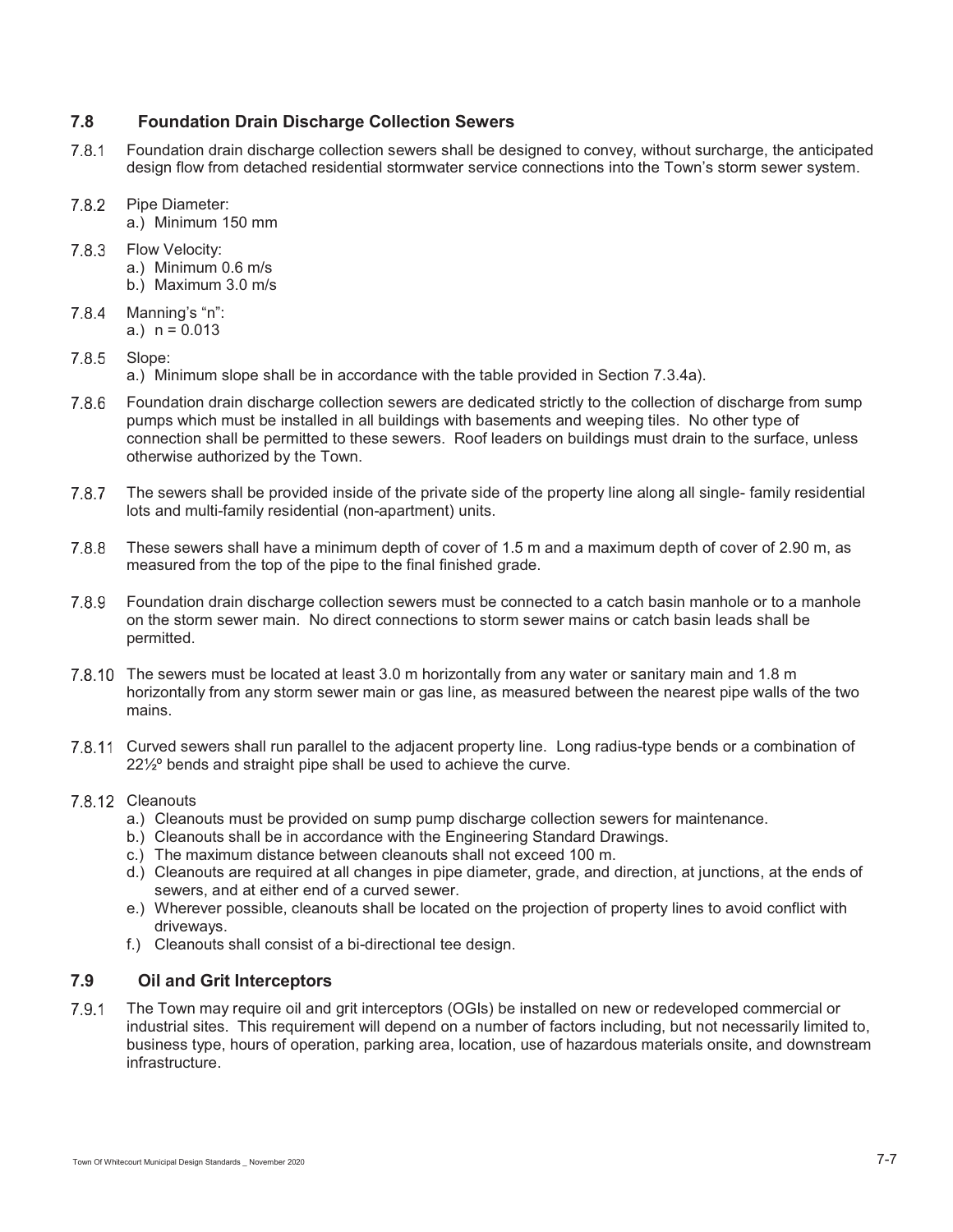## 7.8 Foundation Drain Discharge Collection Sewers

7.8.1 Foundation drain discharge collection sewers shall be designed to convey, without surcharge, the anticipated design flow from detached residential stormwater service connections into the Town's storm sewer system.

7.8.2 Pipe Diameter:
  a.) Minimum 150 mm

7.8.3 Flow Velocity:
  a.) Minimum 0.6 m/s
  b.) Maximum 3.0 m/s

7.8.4 Manning's "n":
  a.) n = 0.013

7.8.5 Slope:
  a.) Minimum slope shall be in accordance with the table provided in Section 7.3.4a).

7.8.6 Foundation drain discharge collection sewers are dedicated strictly to the collection of discharge from sump pumps which must be installed in all buildings with basements and weeping tiles. No other type of connection shall be permitted to these sewers. Roof leaders on buildings must drain to the surface, unless otherwise authorized by the Town.

7.8.7 The sewers shall be provided inside of the private side of the property line along all single- family residential lots and multi-family residential (non-apartment) units.

7.8.8 These sewers shall have a minimum depth of cover of 1.5 m and a maximum depth of cover of 2.90 m, as measured from the top of the pipe to the final finished grade.

7.8.9 Foundation drain discharge collection sewers must be connected to a catch basin manhole or to a manhole on the storm sewer main. No direct connections to storm sewer mains or catch basin leads shall be permitted.

7.8.10 The sewers must be located at least 3.0 m horizontally from any water or sanitary main and 1.8 m horizontally from any storm sewer main or gas line, as measured between the nearest pipe walls of the two mains.

7.8.11 Curved sewers shall run parallel to the adjacent property line. Long radius-type bends or a combination of 22½º bends and straight pipe shall be used to achieve the curve.

7.8.12 Cleanouts
  a.) Cleanouts must be provided on sump pump discharge collection sewers for maintenance.
  b.) Cleanouts shall be in accordance with the Engineering Standard Drawings.
  c.) The maximum distance between cleanouts shall not exceed 100 m.
  d.) Cleanouts are required at all changes in pipe diameter, grade, and direction, at junctions, at the ends of sewers, and at either end of a curved sewer.
  e.) Wherever possible, cleanouts shall be located on the projection of property lines to avoid conflict with driveways.
  f.) Cleanouts shall consist of a bi-directional tee design.

## 7.9 Oil and Grit Interceptors

7.9.1 The Town may require oil and grit interceptors (OGIs) be installed on new or redeveloped commercial or industrial sites. This requirement will depend on a number of factors including, but not necessarily limited to, business type, hours of operation, parking area, location, use of hazardous materials onsite, and downstream infrastructure.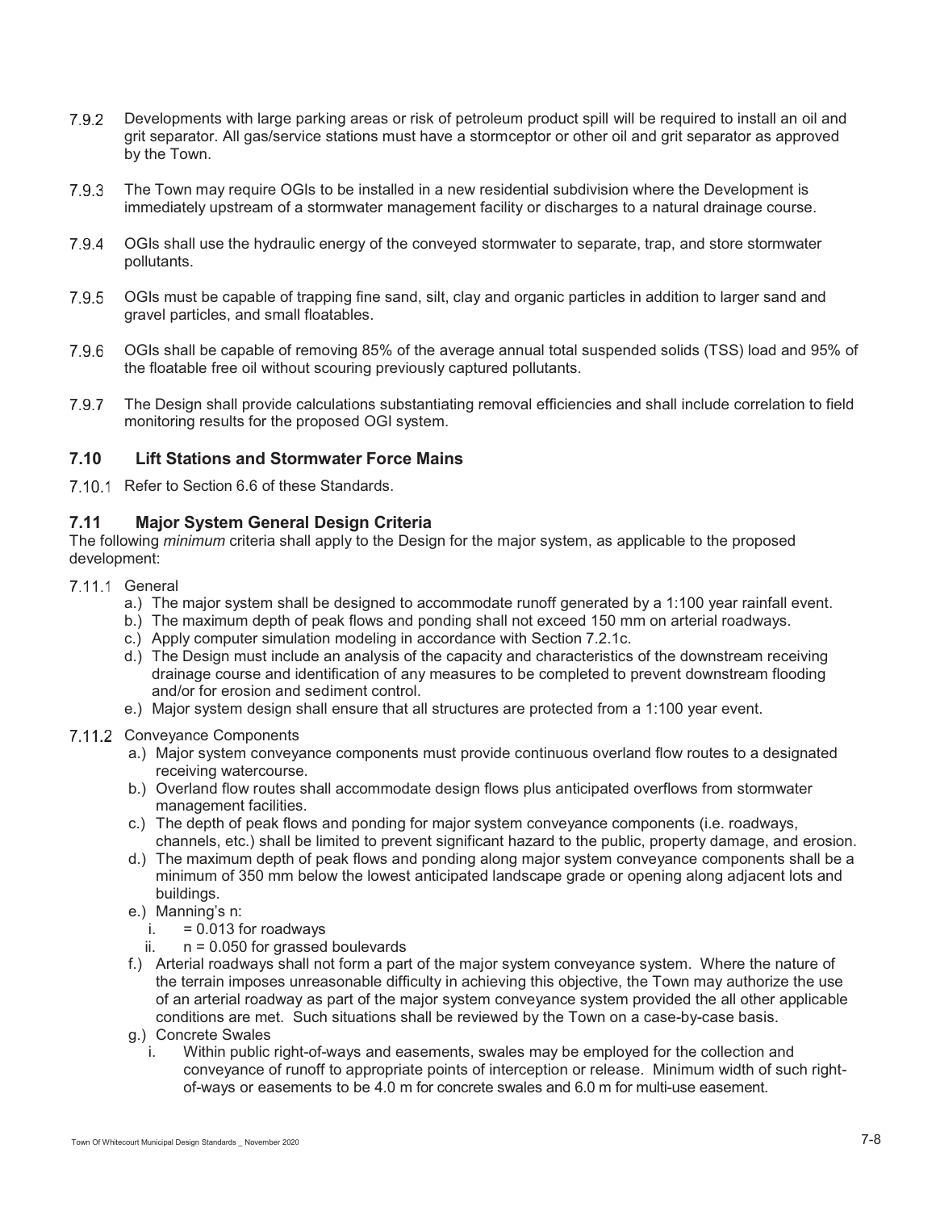7.9.2 Developments with large parking areas or risk of petroleum product spill will be required to install an oil and grit separator. All gas/service stations must have a stormceptor or other oil and grit separator as approved by the Town.

7.9.3 The Town may require OGIs to be installed in a new residential subdivision where the Development is immediately upstream of a stormwater management facility or discharges to a natural drainage course.

7.9.4 OGIs shall use the hydraulic energy of the conveyed stormwater to separate, trap, and store stormwater pollutants.

7.9.5 OGIs must be capable of trapping fine sand, silt, clay and organic particles in addition to larger sand and gravel particles, and small floatables.

7.9.6 OGIs shall be capable of removing 85% of the average annual total suspended solids (TSS) load and 95% of the floatable free oil without scouring previously captured pollutants.

7.9.7 The Design shall provide calculations substantiating removal efficiencies and shall include correlation to field monitoring results for the proposed OGI system.

## 7.10 Lift Stations and Stormwater Force Mains

7.10.1 Refer to Section 6.6 of these Standards.

## 7.11 Major System General Design Criteria

The following *minimum* criteria shall apply to the Design for the major system, as applicable to the proposed development:

7.11.1 General

a.) The major system shall be designed to accommodate runoff generated by a 1:100 year rainfall event.
b.) The maximum depth of peak flows and ponding shall not exceed 150 mm on arterial roadways.
c.) Apply computer simulation modeling in accordance with Section 7.2.1c.
d.) The Design must include an analysis of the capacity and characteristics of the downstream receiving drainage course and identification of any measures to be completed to prevent downstream flooding and/or for erosion and sediment control.
e.) Major system design shall ensure that all structures are protected from a 1:100 year event.

7.11.2 Conveyance Components

a.) Major system conveyance components must provide continuous overland flow routes to a designated receiving watercourse.
b.) Overland flow routes shall accommodate design flows plus anticipated overflows from stormwater management facilities.
c.) The depth of peak flows and ponding for major system conveyance components (i.e. roadways, channels, etc.) shall be limited to prevent significant hazard to the public, property damage, and erosion.
d.) The maximum depth of peak flows and ponding along major system conveyance components shall be a minimum of 350 mm below the lowest anticipated landscape grade or opening along adjacent lots and buildings.
e.) Manning's n:
   i. = 0.013 for roadways
   ii. n = 0.050 for grassed boulevards
f.) Arterial roadways shall not form a part of the major system conveyance system. Where the nature of the terrain imposes unreasonable difficulty in achieving this objective, the Town may authorize the use of an arterial roadway as part of the major system conveyance system provided the all other applicable conditions are met. Such situations shall be reviewed by the Town on a case-by-case basis.
g.) Concrete Swales
   i. Within public right-of-ways and easements, swales may be employed for the collection and conveyance of runoff to appropriate points of interception or release. Minimum width of such right-of-ways or easements to be 4.0 m for concrete swales and 6.0 m for multi-use easement.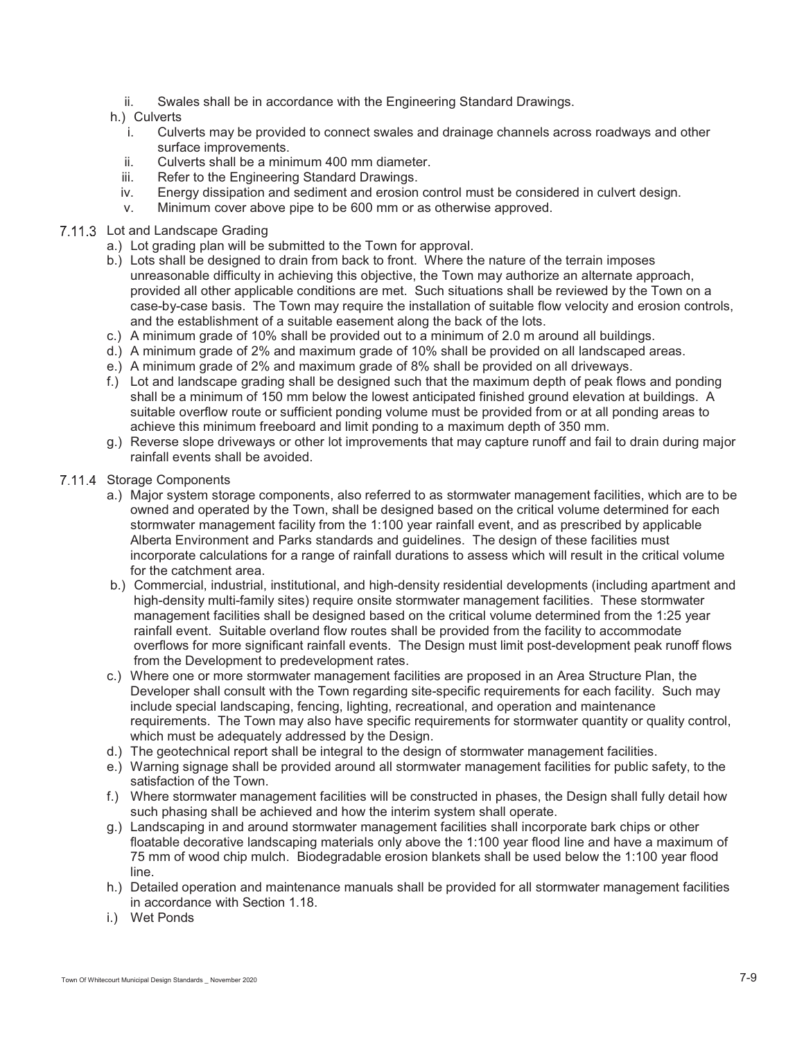ii. Swales shall be in accordance with the Engineering Standard Drawings.

h.) Culverts

i. Culverts may be provided to connect swales and drainage channels across roadways and other surface improvements.

ii. Culverts shall be a minimum 400 mm diameter.

iii. Refer to the Engineering Standard Drawings.

iv. Energy dissipation and sediment and erosion control must be considered in culvert design.

v. Minimum cover above pipe to be 600 mm or as otherwise approved.

### 7.11.3 Lot and Landscape Grading

a.) Lot grading plan will be submitted to the Town for approval.

b.) Lots shall be designed to drain from back to front. Where the nature of the terrain imposes unreasonable difficulty in achieving this objective, the Town may authorize an alternate approach, provided all other applicable conditions are met. Such situations shall be reviewed by the Town on a case-by-case basis. The Town may require the installation of suitable flow velocity and erosion controls, and the establishment of a suitable easement along the back of the lots.

c.) A minimum grade of 10% shall be provided out to a minimum of 2.0 m around all buildings.

d.) A minimum grade of 2% and maximum grade of 10% shall be provided on all landscaped areas.

e.) A minimum grade of 2% and maximum grade of 8% shall be provided on all driveways.

f.) Lot and landscape grading shall be designed such that the maximum depth of peak flows and ponding shall be a minimum of 150 mm below the lowest anticipated finished ground elevation at buildings. A suitable overflow route or sufficient ponding volume must be provided from or at all ponding areas to achieve this minimum freeboard and limit ponding to a maximum depth of 350 mm.

g.) Reverse slope driveways or other lot improvements that may capture runoff and fail to drain during major rainfall events shall be avoided.

### 7.11.4 Storage Components

a.) Major system storage components, also referred to as stormwater management facilities, which are to be owned and operated by the Town, shall be designed based on the critical volume determined for each stormwater management facility from the 1:100 year rainfall event, and as prescribed by applicable Alberta Environment and Parks standards and guidelines. The design of these facilities must incorporate calculations for a range of rainfall durations to assess which will result in the critical volume for the catchment area.

b.) Commercial, industrial, institutional, and high-density residential developments (including apartment and high-density multi-family sites) require onsite stormwater management facilities. These stormwater management facilities shall be designed based on the critical volume determined from the 1:25 year rainfall event. Suitable overland flow routes shall be provided from the facility to accommodate overflows for more significant rainfall events. The Design must limit post-development peak runoff flows from the Development to predevelopment rates.

c.) Where one or more stormwater management facilities are proposed in an Area Structure Plan, the Developer shall consult with the Town regarding site-specific requirements for each facility. Such may include special landscaping, fencing, lighting, recreational, and operation and maintenance requirements. The Town may also have specific requirements for stormwater quantity or quality control, which must be adequately addressed by the Design.

d.) The geotechnical report shall be integral to the design of stormwater management facilities.

e.) Warning signage shall be provided around all stormwater management facilities for public safety, to the satisfaction of the Town.

f.) Where stormwater management facilities will be constructed in phases, the Design shall fully detail how such phasing shall be achieved and how the interim system shall operate.

g.) Landscaping in and around stormwater management facilities shall incorporate bark chips or other floatable decorative landscaping materials only above the 1:100 year flood line and have a maximum of 75 mm of wood chip mulch. Biodegradable erosion blankets shall be used below the 1:100 year flood line.

h.) Detailed operation and maintenance manuals shall be provided for all stormwater management facilities in accordance with Section 1.18.

i.) Wet Ponds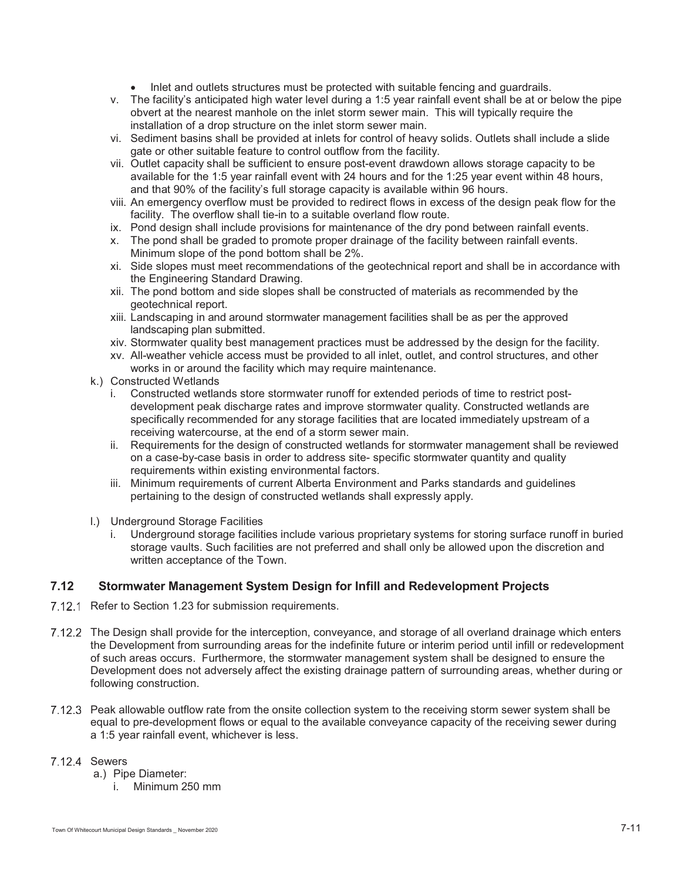- Inlet and outlets structures must be protected with suitable fencing and guardrails.

v. The facility's anticipated high water level during a 1:5 year rainfall event shall be at or below the pipe obvert at the nearest manhole on the inlet storm sewer main. This will typically require the installation of a drop structure on the inlet storm sewer main.

vi. Sediment basins shall be provided at inlets for control of heavy solids. Outlets shall include a slide gate or other suitable feature to control outflow from the facility.

vii. Outlet capacity shall be sufficient to ensure post-event drawdown allows storage capacity to be available for the 1:5 year rainfall event with 24 hours and for the 1:25 year event within 48 hours, and that 90% of the facility's full storage capacity is available within 96 hours.

viii. An emergency overflow must be provided to redirect flows in excess of the design peak flow for the facility. The overflow shall tie-in to a suitable overland flow route.

ix. Pond design shall include provisions for maintenance of the dry pond between rainfall events.

x. The pond shall be graded to promote proper drainage of the facility between rainfall events. Minimum slope of the pond bottom shall be 2%.

xi. Side slopes must meet recommendations of the geotechnical report and shall be in accordance with the Engineering Standard Drawing.

xii. The pond bottom and side slopes shall be constructed of materials as recommended by the geotechnical report.

xiii. Landscaping in and around stormwater management facilities shall be as per the approved landscaping plan submitted.

xiv. Stormwater quality best management practices must be addressed by the design for the facility.

xv. All-weather vehicle access must be provided to all inlet, outlet, and control structures, and other works in or around the facility which may require maintenance.

k.) Constructed Wetlands

i. Constructed wetlands store stormwater runoff for extended periods of time to restrict post-development peak discharge rates and improve stormwater quality. Constructed wetlands are specifically recommended for any storage facilities that are located immediately upstream of a receiving watercourse, at the end of a storm sewer main.

ii. Requirements for the design of constructed wetlands for stormwater management shall be reviewed on a case-by-case basis in order to address site- specific stormwater quantity and quality requirements within existing environmental factors.

iii. Minimum requirements of current Alberta Environment and Parks standards and guidelines pertaining to the design of constructed wetlands shall expressly apply.

l.) Underground Storage Facilities

i. Underground storage facilities include various proprietary systems for storing surface runoff in buried storage vaults. Such facilities are not preferred and shall only be allowed upon the discretion and written acceptance of the Town.

## 7.12 Stormwater Management System Design for Infill and Redevelopment Projects

7.12.1 Refer to Section 1.23 for submission requirements.

7.12.2 The Design shall provide for the interception, conveyance, and storage of all overland drainage which enters the Development from surrounding areas for the indefinite future or interim period until infill or redevelopment of such areas occurs. Furthermore, the stormwater management system shall be designed to ensure the Development does not adversely affect the existing drainage pattern of surrounding areas, whether during or following construction.

7.12.3 Peak allowable outflow rate from the onsite collection system to the receiving storm sewer system shall be equal to pre-development flows or equal to the available conveyance capacity of the receiving sewer during a 1:5 year rainfall event, whichever is less.

7.12.4 Sewers

a.) Pipe Diameter:

i. Minimum 250 mm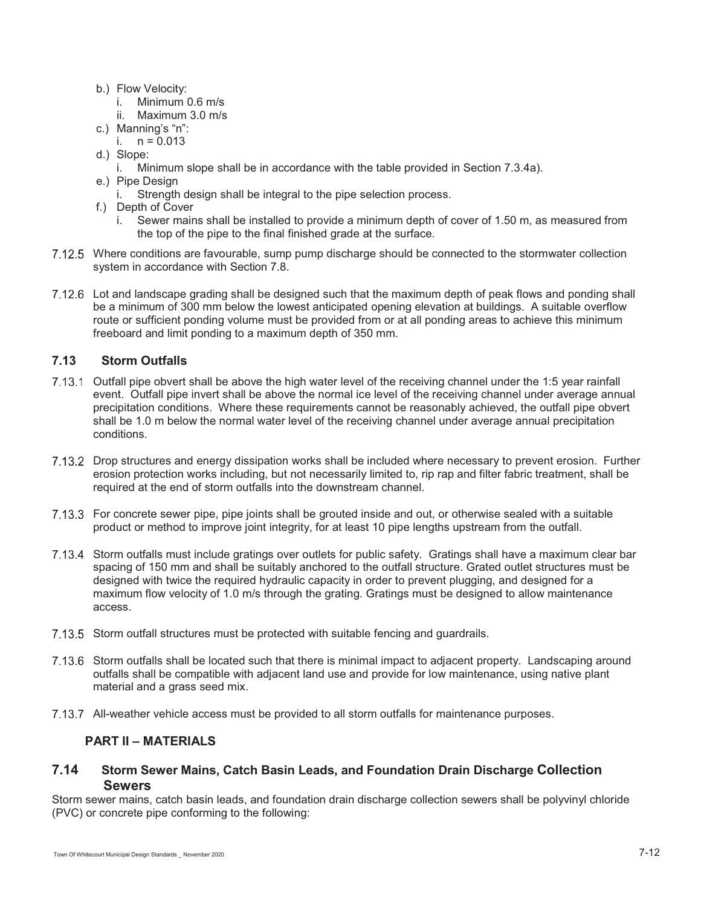- b.) Flow Velocity:
  - i. Minimum 0.6 m/s
  - ii. Maximum 3.0 m/s
- c.) Manning's "n":
  - i. n = 0.013
- d.) Slope:
  - i. Minimum slope shall be in accordance with the table provided in Section 7.3.4a).
- e.) Pipe Design
  - i. Strength design shall be integral to the pipe selection process.
- f.) Depth of Cover
  - i. Sewer mains shall be installed to provide a minimum depth of cover of 1.50 m, as measured from the top of the pipe to the final finished grade at the surface.

7.12.5 Where conditions are favourable, sump pump discharge should be connected to the stormwater collection system in accordance with Section 7.8.

7.12.6 Lot and landscape grading shall be designed such that the maximum depth of peak flows and ponding shall be a minimum of 300 mm below the lowest anticipated opening elevation at buildings. A suitable overflow route or sufficient ponding volume must be provided from or at all ponding areas to achieve this minimum freeboard and limit ponding to a maximum depth of 350 mm.

## 7.13 Storm Outfalls

7.13.1 Outfall pipe obvert shall be above the high water level of the receiving channel under the 1:5 year rainfall event. Outfall pipe invert shall be above the normal ice level of the receiving channel under average annual precipitation conditions. Where these requirements cannot be reasonably achieved, the outfall pipe obvert shall be 1.0 m below the normal water level of the receiving channel under average annual precipitation conditions.

7.13.2 Drop structures and energy dissipation works shall be included where necessary to prevent erosion. Further erosion protection works including, but not necessarily limited to, rip rap and filter fabric treatment, shall be required at the end of storm outfalls into the downstream channel.

7.13.3 For concrete sewer pipe, pipe joints shall be grouted inside and out, or otherwise sealed with a suitable product or method to improve joint integrity, for at least 10 pipe lengths upstream from the outfall.

7.13.4 Storm outfalls must include gratings over outlets for public safety. Gratings shall have a maximum clear bar spacing of 150 mm and shall be suitably anchored to the outfall structure. Grated outlet structures must be designed with twice the required hydraulic capacity in order to prevent plugging, and designed for a maximum flow velocity of 1.0 m/s through the grating. Gratings must be designed to allow maintenance access.

7.13.5 Storm outfall structures must be protected with suitable fencing and guardrails.

7.13.6 Storm outfalls shall be located such that there is minimal impact to adjacent property. Landscaping around outfalls shall be compatible with adjacent land use and provide for low maintenance, using native plant material and a grass seed mix.

7.13.7 All-weather vehicle access must be provided to all storm outfalls for maintenance purposes.

# PART II – MATERIALS

## 7.14 Storm Sewer Mains, Catch Basin Leads, and Foundation Drain Discharge Collection Sewers

Storm sewer mains, catch basin leads, and foundation drain discharge collection sewers shall be polyvinyl chloride (PVC) or concrete pipe conforming to the following: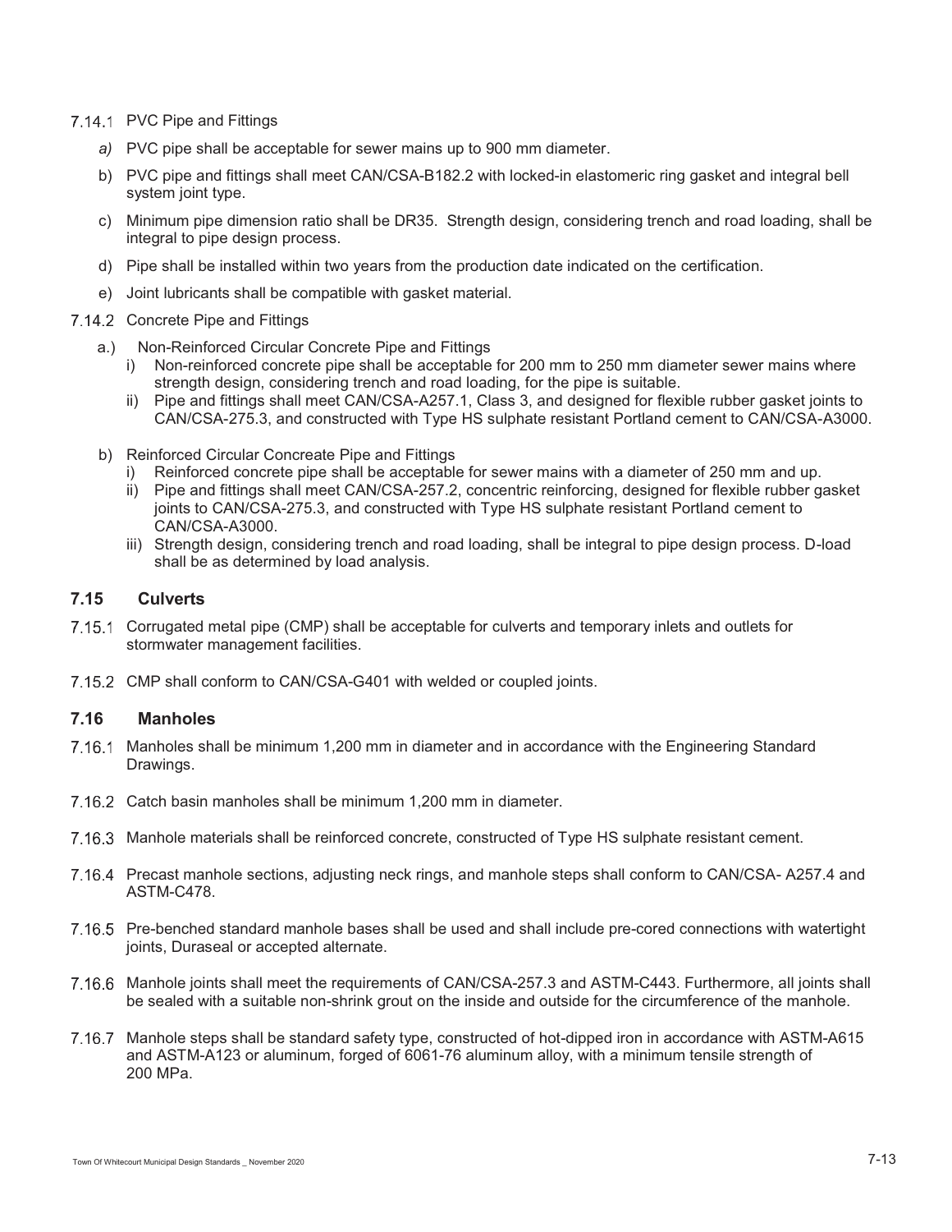7.14.1 PVC Pipe and Fittings

*a)* PVC pipe shall be acceptable for sewer mains up to 900 mm diameter.

b) PVC pipe and fittings shall meet CAN/CSA-B182.2 with locked-in elastomeric ring gasket and integral bell system joint type.

c) Minimum pipe dimension ratio shall be DR35. Strength design, considering trench and road loading, shall be integral to pipe design process.

d) Pipe shall be installed within two years from the production date indicated on the certification.

e) Joint lubricants shall be compatible with gasket material.

7.14.2 Concrete Pipe and Fittings

a.) Non-Reinforced Circular Concrete Pipe and Fittings

i) Non-reinforced concrete pipe shall be acceptable for 200 mm to 250 mm diameter sewer mains where strength design, considering trench and road loading, for the pipe is suitable.

ii) Pipe and fittings shall meet CAN/CSA-A257.1, Class 3, and designed for flexible rubber gasket joints to CAN/CSA-275.3, and constructed with Type HS sulphate resistant Portland cement to CAN/CSA-A3000.

b) Reinforced Circular Concreate Pipe and Fittings

i) Reinforced concrete pipe shall be acceptable for sewer mains with a diameter of 250 mm and up.

ii) Pipe and fittings shall meet CAN/CSA-257.2, concentric reinforcing, designed for flexible rubber gasket joints to CAN/CSA-275.3, and constructed with Type HS sulphate resistant Portland cement to CAN/CSA-A3000.

iii) Strength design, considering trench and road loading, shall be integral to pipe design process. D-load shall be as determined by load analysis.

## 7.15 Culverts

7.15.1 Corrugated metal pipe (CMP) shall be acceptable for culverts and temporary inlets and outlets for stormwater management facilities.

7.15.2 CMP shall conform to CAN/CSA-G401 with welded or coupled joints.

## 7.16 Manholes

7.16.1 Manholes shall be minimum 1,200 mm in diameter and in accordance with the Engineering Standard Drawings.

7.16.2 Catch basin manholes shall be minimum 1,200 mm in diameter.

7.16.3 Manhole materials shall be reinforced concrete, constructed of Type HS sulphate resistant cement.

7.16.4 Precast manhole sections, adjusting neck rings, and manhole steps shall conform to CAN/CSA- A257.4 and ASTM-C478.

7.16.5 Pre-benched standard manhole bases shall be used and shall include pre-cored connections with watertight joints, Duraseal or accepted alternate.

7.16.6 Manhole joints shall meet the requirements of CAN/CSA-257.3 and ASTM-C443. Furthermore, all joints shall be sealed with a suitable non-shrink grout on the inside and outside for the circumference of the manhole.

7.16.7 Manhole steps shall be standard safety type, constructed of hot-dipped iron in accordance with ASTM-A615 and ASTM-A123 or aluminum, forged of 6061-76 aluminum alloy, with a minimum tensile strength of 200 MPa.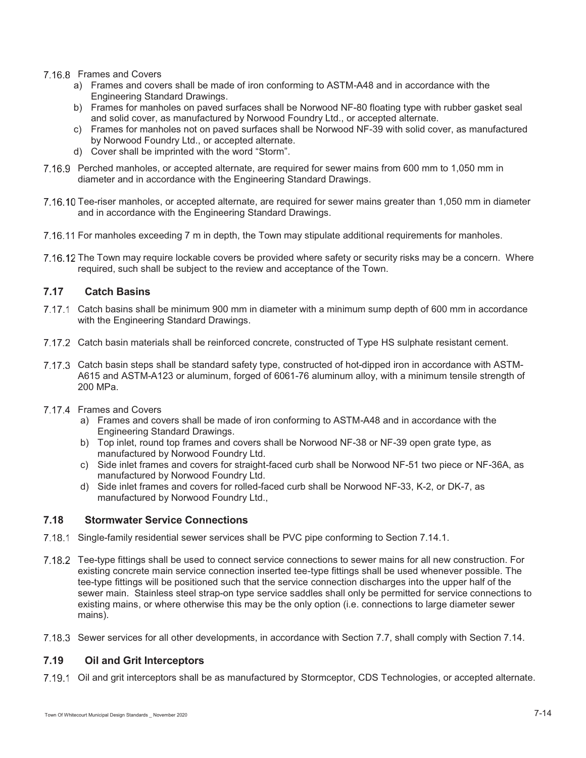7.16.8 Frames and Covers

a) Frames and covers shall be made of iron conforming to ASTM-A48 and in accordance with the Engineering Standard Drawings.
b) Frames for manholes on paved surfaces shall be Norwood NF-80 floating type with rubber gasket seal and solid cover, as manufactured by Norwood Foundry Ltd., or accepted alternate.
c) Frames for manholes not on paved surfaces shall be Norwood NF-39 with solid cover, as manufactured by Norwood Foundry Ltd., or accepted alternate.
d) Cover shall be imprinted with the word "Storm".

7.16.9 Perched manholes, or accepted alternate, are required for sewer mains from 600 mm to 1,050 mm in diameter and in accordance with the Engineering Standard Drawings.

7.16.10 Tee-riser manholes, or accepted alternate, are required for sewer mains greater than 1,050 mm in diameter and in accordance with the Engineering Standard Drawings.

7.16.11 For manholes exceeding 7 m in depth, the Town may stipulate additional requirements for manholes.

7.16.12 The Town may require lockable covers be provided where safety or security risks may be a concern. Where required, such shall be subject to the review and acceptance of the Town.

## 7.17 Catch Basins

7.17.1 Catch basins shall be minimum 900 mm in diameter with a minimum sump depth of 600 mm in accordance with the Engineering Standard Drawings.

7.17.2 Catch basin materials shall be reinforced concrete, constructed of Type HS sulphate resistant cement.

7.17.3 Catch basin steps shall be standard safety type, constructed of hot-dipped iron in accordance with ASTM-A615 and ASTM-A123 or aluminum, forged of 6061-76 aluminum alloy, with a minimum tensile strength of 200 MPa.

7.17.4 Frames and Covers

a) Frames and covers shall be made of iron conforming to ASTM-A48 and in accordance with the Engineering Standard Drawings.
b) Top inlet, round top frames and covers shall be Norwood NF-38 or NF-39 open grate type, as manufactured by Norwood Foundry Ltd.
c) Side inlet frames and covers for straight-faced curb shall be Norwood NF-51 two piece or NF-36A, as manufactured by Norwood Foundry Ltd.
d) Side inlet frames and covers for rolled-faced curb shall be Norwood NF-33, K-2, or DK-7, as manufactured by Norwood Foundry Ltd.,

## 7.18 Stormwater Service Connections

7.18.1 Single-family residential sewer services shall be PVC pipe conforming to Section 7.14.1.

7.18.2 Tee-type fittings shall be used to connect service connections to sewer mains for all new construction. For existing concrete main service connection inserted tee-type fittings shall be used whenever possible. The tee-type fittings will be positioned such that the service connection discharges into the upper half of the sewer main. Stainless steel strap-on type service saddles shall only be permitted for service connections to existing mains, or where otherwise this may be the only option (i.e. connections to large diameter sewer mains).

7.18.3 Sewer services for all other developments, in accordance with Section 7.7, shall comply with Section 7.14.

## 7.19 Oil and Grit Interceptors

7.19.1 Oil and grit interceptors shall be as manufactured by Stormceptor, CDS Technologies, or accepted alternate.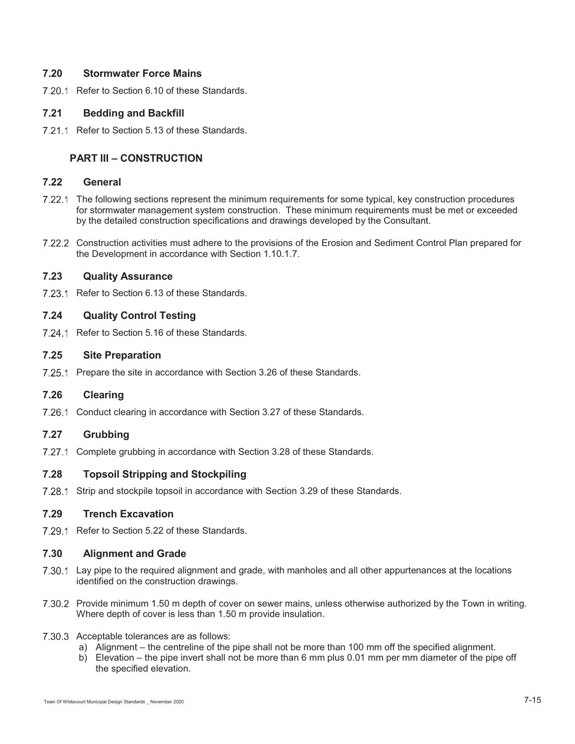## 7.20 Stormwater Force Mains

7.20.1 Refer to Section 6.10 of these Standards.

## 7.21 Bedding and Backfill

7.21.1 Refer to Section 5.13 of these Standards.

# PART III – CONSTRUCTION

## 7.22 General

7.22.1 The following sections represent the minimum requirements for some typical, key construction procedures for stormwater management system construction. These minimum requirements must be met or exceeded by the detailed construction specifications and drawings developed by the Consultant.

7.22.2 Construction activities must adhere to the provisions of the Erosion and Sediment Control Plan prepared for the Development in accordance with Section 1.10.1.7.

## 7.23 Quality Assurance

7.23.1 Refer to Section 6.13 of these Standards.

## 7.24 Quality Control Testing

7.24.1 Refer to Section 5.16 of these Standards.

## 7.25 Site Preparation

7.25.1 Prepare the site in accordance with Section 3.26 of these Standards.

## 7.26 Clearing

7.26.1 Conduct clearing in accordance with Section 3.27 of these Standards.

## 7.27 Grubbing

7.27.1 Complete grubbing in accordance with Section 3.28 of these Standards.

## 7.28 Topsoil Stripping and Stockpiling

7.28.1 Strip and stockpile topsoil in accordance with Section 3.29 of these Standards.

## 7.29 Trench Excavation

7.29.1 Refer to Section 5.22 of these Standards.

## 7.30 Alignment and Grade

7.30.1 Lay pipe to the required alignment and grade, with manholes and all other appurtenances at the locations identified on the construction drawings.

7.30.2 Provide minimum 1.50 m depth of cover on sewer mains, unless otherwise authorized by the Town in writing. Where depth of cover is less than 1.50 m provide insulation.

7.30.3 Acceptable tolerances are as follows:

a) Alignment – the centreline of the pipe shall not be more than 100 mm off the specified alignment.
b) Elevation – the pipe invert shall not be more than 6 mm plus 0.01 mm per mm diameter of the pipe off the specified elevation.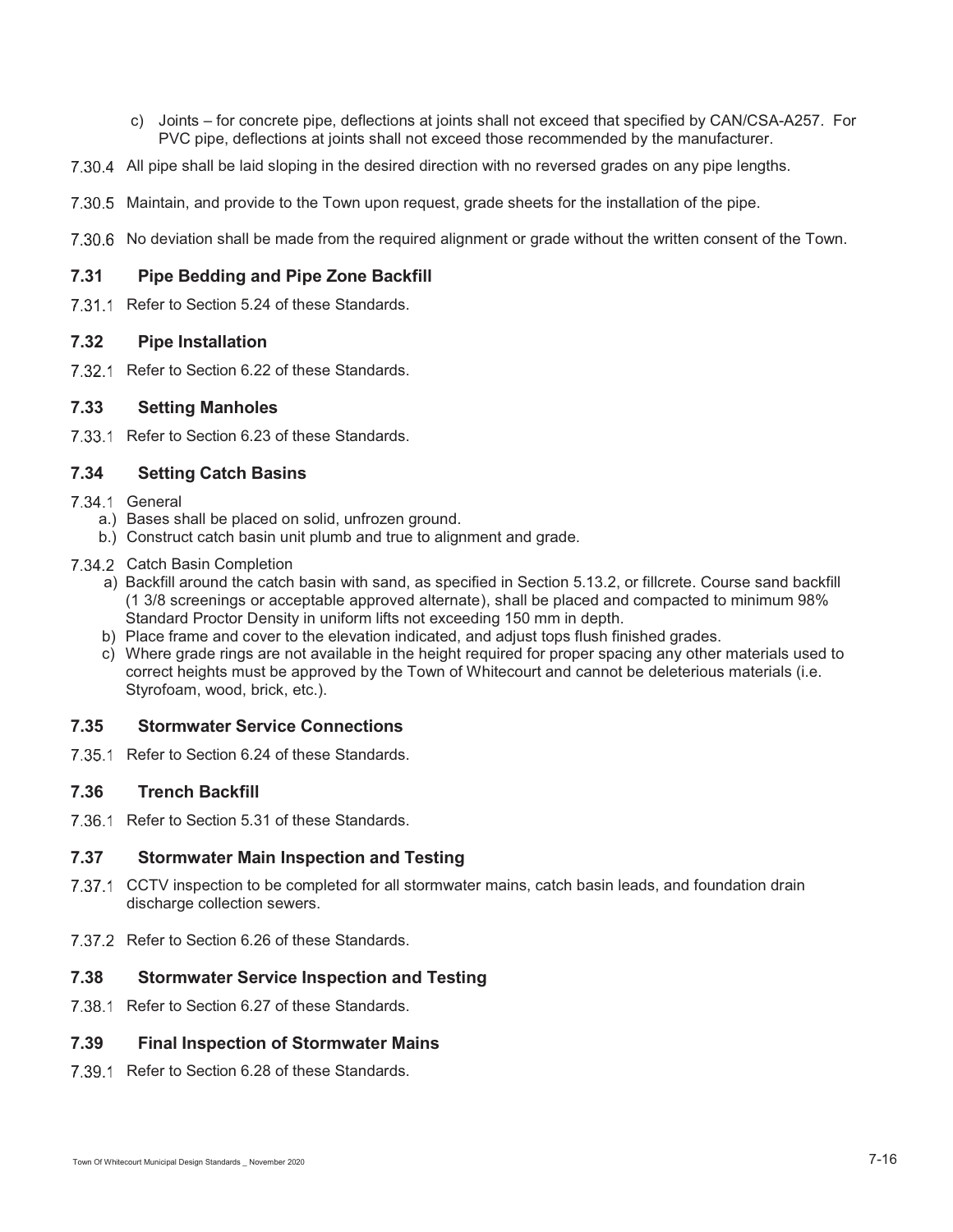c) Joints – for concrete pipe, deflections at joints shall not exceed that specified by CAN/CSA-A257. For PVC pipe, deflections at joints shall not exceed those recommended by the manufacturer.

7.30.4 All pipe shall be laid sloping in the desired direction with no reversed grades on any pipe lengths.

7.30.5 Maintain, and provide to the Town upon request, grade sheets for the installation of the pipe.

7.30.6 No deviation shall be made from the required alignment or grade without the written consent of the Town.

## 7.31 Pipe Bedding and Pipe Zone Backfill

7.31.1 Refer to Section 5.24 of these Standards.

## 7.32 Pipe Installation

7.32.1 Refer to Section 6.22 of these Standards.

## 7.33 Setting Manholes

7.33.1 Refer to Section 6.23 of these Standards.

## 7.34 Setting Catch Basins

7.34.1 General

a.) Bases shall be placed on solid, unfrozen ground.

b.) Construct catch basin unit plumb and true to alignment and grade.

7.34.2 Catch Basin Completion

a) Backfill around the catch basin with sand, as specified in Section 5.13.2, or fillcrete. Course sand backfill (1 3/8 screenings or acceptable approved alternate), shall be placed and compacted to minimum 98% Standard Proctor Density in uniform lifts not exceeding 150 mm in depth.

b) Place frame and cover to the elevation indicated, and adjust tops flush finished grades.

c) Where grade rings are not available in the height required for proper spacing any other materials used to correct heights must be approved by the Town of Whitecourt and cannot be deleterious materials (i.e. Styrofoam, wood, brick, etc.).

## 7.35 Stormwater Service Connections

7.35.1 Refer to Section 6.24 of these Standards.

## 7.36 Trench Backfill

7.36.1 Refer to Section 5.31 of these Standards.

## 7.37 Stormwater Main Inspection and Testing

7.37.1 CCTV inspection to be completed for all stormwater mains, catch basin leads, and foundation drain discharge collection sewers.

7.37.2 Refer to Section 6.26 of these Standards.

## 7.38 Stormwater Service Inspection and Testing

7.38.1 Refer to Section 6.27 of these Standards.

## 7.39 Final Inspection of Stormwater Mains

7.39.1 Refer to Section 6.28 of these Standards.